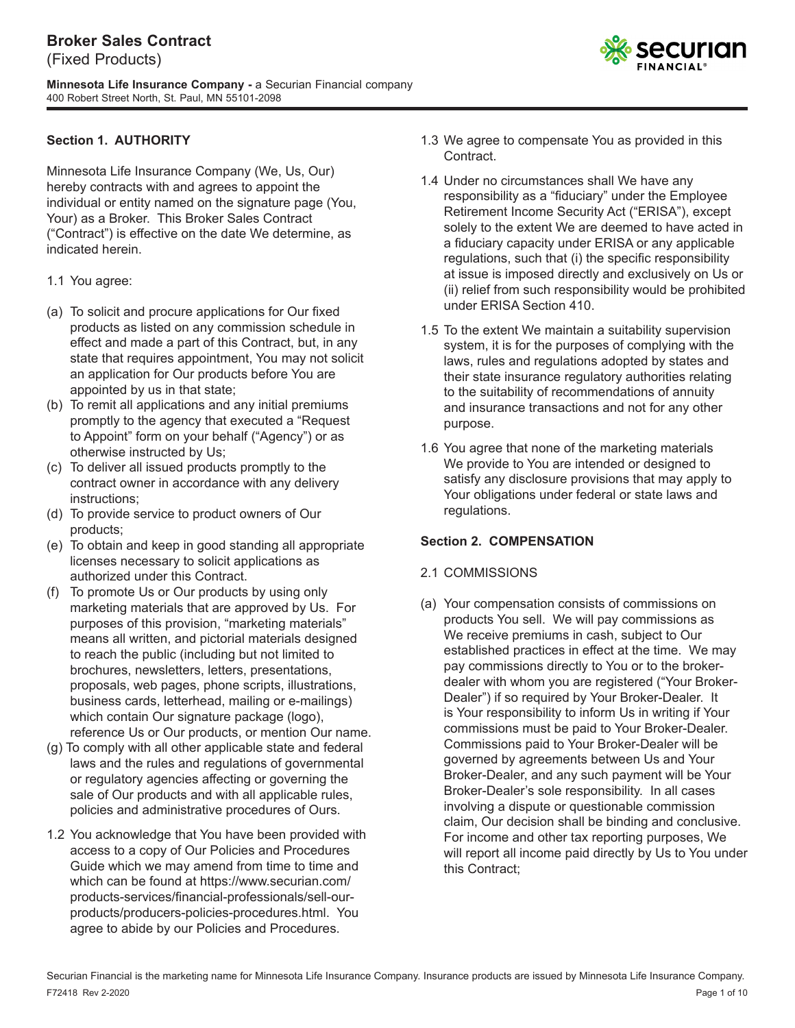# Broker Sales Contract

(Fixed Products)

**Minnesota Life Insurance Company -** a Securian Financial company
400 Robert Street North, St. Paul, MN 55101-2098

## Section 1. AUTHORITY

Minnesota Life Insurance Company (We, Us, Our) hereby contracts with and agrees to appoint the individual or entity named on the signature page (You, Your) as a Broker. This Broker Sales Contract ("Contract") is effective on the date We determine, as indicated herein.

1.1 You agree:

(a) To solicit and procure applications for Our fixed products as listed on any commission schedule in effect and made a part of this Contract, but, in any state that requires appointment, You may not solicit an application for Our products before You are appointed by us in that state;
(b) To remit all applications and any initial premiums promptly to the agency that executed a "Request to Appoint" form on your behalf ("Agency") or as otherwise instructed by Us;
(c) To deliver all issued products promptly to the contract owner in accordance with any delivery instructions;
(d) To provide service to product owners of Our products;
(e) To obtain and keep in good standing all appropriate licenses necessary to solicit applications as authorized under this Contract.
(f) To promote Us or Our products by using only marketing materials that are approved by Us. For purposes of this provision, "marketing materials" means all written, and pictorial materials designed to reach the public (including but not limited to brochures, newsletters, letters, presentations, proposals, web pages, phone scripts, illustrations, business cards, letterhead, mailing or e-mailings) which contain Our signature package (logo), reference Us or Our products, or mention Our name.
(g) To comply with all other applicable state and federal laws and the rules and regulations of governmental or regulatory agencies affecting or governing the sale of Our products and with all applicable rules, policies and administrative procedures of Ours.

1.2 You acknowledge that You have been provided with access to a copy of Our Policies and Procedures Guide which we may amend from time to time and which can be found at https://www.securian.com/products-services/financial-professionals/sell-our-products/producers-policies-procedures.html. You agree to abide by our Policies and Procedures.

1.3 We agree to compensate You as provided in this Contract.

1.4 Under no circumstances shall We have any responsibility as a "fiduciary" under the Employee Retirement Income Security Act ("ERISA"), except solely to the extent We are deemed to have acted in a fiduciary capacity under ERISA or any applicable regulations, such that (i) the specific responsibility at issue is imposed directly and exclusively on Us or (ii) relief from such responsibility would be prohibited under ERISA Section 410.

1.5 To the extent We maintain a suitability supervision system, it is for the purposes of complying with the laws, rules and regulations adopted by states and their state insurance regulatory authorities relating to the suitability of recommendations of annuity and insurance transactions and not for any other purpose.

1.6 You agree that none of the marketing materials We provide to You are intended or designed to satisfy any disclosure provisions that may apply to Your obligations under federal or state laws and regulations.

## Section 2. COMPENSATION

2.1 COMMISSIONS

(a) Your compensation consists of commissions on products You sell. We will pay commissions as We receive premiums in cash, subject to Our established practices in effect at the time. We may pay commissions directly to You or to the broker-dealer with whom you are registered ("Your Broker-Dealer") if so required by Your Broker-Dealer. It is Your responsibility to inform Us in writing if Your commissions must be paid to Your Broker-Dealer. Commissions paid to Your Broker-Dealer will be governed by agreements between Us and Your Broker-Dealer, and any such payment will be Your Broker-Dealer's sole responsibility. In all cases involving a dispute or questionable commission claim, Our decision shall be binding and conclusive. For income and other tax reporting purposes, We will report all income paid directly by Us to You under this Contract;

Securian Financial is the marketing name for Minnesota Life Insurance Company. Insurance products are issued by Minnesota Life Insurance Company.
F72418 Rev 2-2020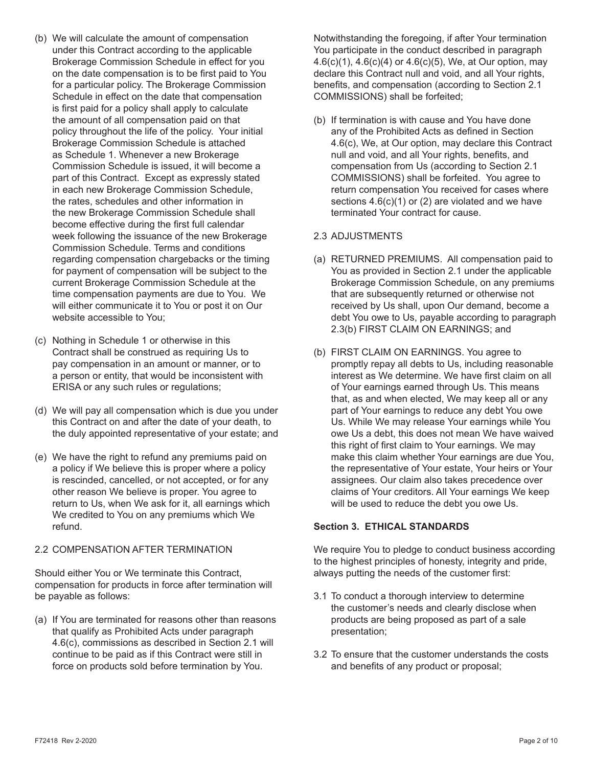(b) We will calculate the amount of compensation under this Contract according to the applicable Brokerage Commission Schedule in effect for you on the date compensation is to be first paid to You for a particular policy. The Brokerage Commission Schedule in effect on the date that compensation is first paid for a policy shall apply to calculate the amount of all compensation paid on that policy throughout the life of the policy. Your initial Brokerage Commission Schedule is attached as Schedule 1. Whenever a new Brokerage Commission Schedule is issued, it will become a part of this Contract. Except as expressly stated in each new Brokerage Commission Schedule, the rates, schedules and other information in the new Brokerage Commission Schedule shall become effective during the first full calendar week following the issuance of the new Brokerage Commission Schedule. Terms and conditions regarding compensation chargebacks or the timing for payment of compensation will be subject to the current Brokerage Commission Schedule at the time compensation payments are due to You. We will either communicate it to You or post it on Our website accessible to You;

(c) Nothing in Schedule 1 or otherwise in this Contract shall be construed as requiring Us to pay compensation in an amount or manner, or to a person or entity, that would be inconsistent with ERISA or any such rules or regulations;

(d) We will pay all compensation which is due you under this Contract on and after the date of your death, to the duly appointed representative of your estate; and

(e) We have the right to refund any premiums paid on a policy if We believe this is proper where a policy is rescinded, cancelled, or not accepted, or for any other reason We believe is proper. You agree to return to Us, when We ask for it, all earnings which We credited to You on any premiums which We refund.

2.2 COMPENSATION AFTER TERMINATION

Should either You or We terminate this Contract, compensation for products in force after termination will be payable as follows:

(a) If You are terminated for reasons other than reasons that qualify as Prohibited Acts under paragraph 4.6(c), commissions as described in Section 2.1 will continue to be paid as if this Contract were still in force on products sold before termination by You.

Notwithstanding the foregoing, if after Your termination You participate in the conduct described in paragraph 4.6(c)(1), 4.6(c)(4) or 4.6(c)(5), We, at Our option, may declare this Contract null and void, and all Your rights, benefits, and compensation (according to Section 2.1 COMMISSIONS) shall be forfeited;

(b) If termination is with cause and You have done any of the Prohibited Acts as defined in Section 4.6(c), We, at Our option, may declare this Contract null and void, and all Your rights, benefits, and compensation from Us (according to Section 2.1 COMMISSIONS) shall be forfeited. You agree to return compensation You received for cases where sections 4.6(c)(1) or (2) are violated and we have terminated Your contract for cause.

2.3 ADJUSTMENTS

(a) RETURNED PREMIUMS. All compensation paid to You as provided in Section 2.1 under the applicable Brokerage Commission Schedule, on any premiums that are subsequently returned or otherwise not received by Us shall, upon Our demand, become a debt You owe to Us, payable according to paragraph 2.3(b) FIRST CLAIM ON EARNINGS; and

(b) FIRST CLAIM ON EARNINGS. You agree to promptly repay all debts to Us, including reasonable interest as We determine. We have first claim on all of Your earnings earned through Us. This means that, as and when elected, We may keep all or any part of Your earnings to reduce any debt You owe Us. While We may release Your earnings while You owe Us a debt, this does not mean We have waived this right of first claim to Your earnings. We may make this claim whether Your earnings are due You, the representative of Your estate, Your heirs or Your assignees. Our claim also takes precedence over claims of Your creditors. All Your earnings We keep will be used to reduce the debt you owe Us.

**Section 3. ETHICAL STANDARDS**

We require You to pledge to conduct business according to the highest principles of honesty, integrity and pride, always putting the needs of the customer first:

3.1 To conduct a thorough interview to determine the customer's needs and clearly disclose when products are being proposed as part of a sale presentation;

3.2 To ensure that the customer understands the costs and benefits of any product or proposal;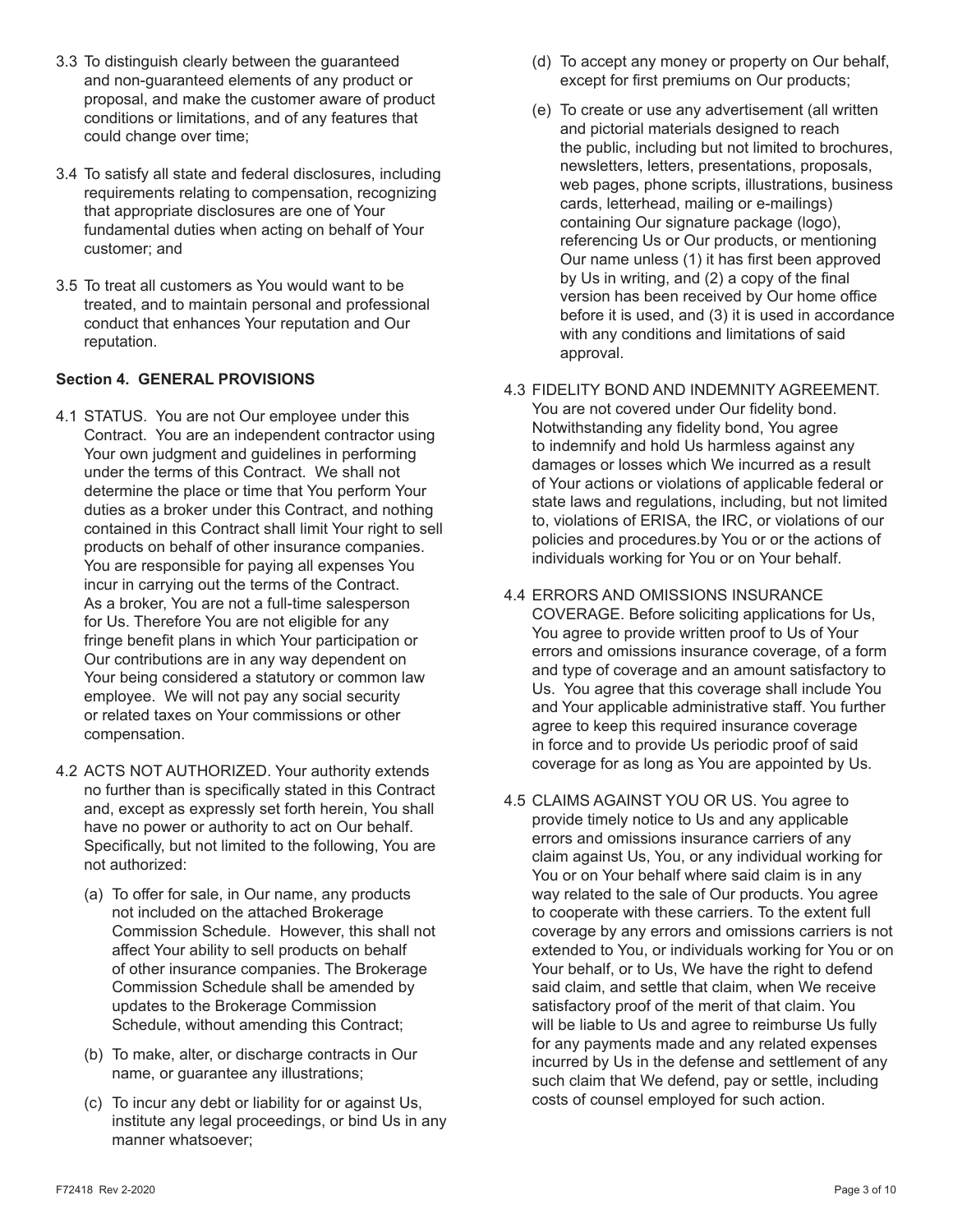3.3 To distinguish clearly between the guaranteed and non-guaranteed elements of any product or proposal, and make the customer aware of product conditions or limitations, and of any features that could change over time;

3.4 To satisfy all state and federal disclosures, including requirements relating to compensation, recognizing that appropriate disclosures are one of Your fundamental duties when acting on behalf of Your customer; and

3.5 To treat all customers as You would want to be treated, and to maintain personal and professional conduct that enhances Your reputation and Our reputation.

### Section 4. GENERAL PROVISIONS

4.1 STATUS. You are not Our employee under this Contract. You are an independent contractor using Your own judgment and guidelines in performing under the terms of this Contract. We shall not determine the place or time that You perform Your duties as a broker under this Contract, and nothing contained in this Contract shall limit Your right to sell products on behalf of other insurance companies. You are responsible for paying all expenses You incur in carrying out the terms of the Contract. As a broker, You are not a full-time salesperson for Us. Therefore You are not eligible for any fringe benefit plans in which Your participation or Our contributions are in any way dependent on Your being considered a statutory or common law employee. We will not pay any social security or related taxes on Your commissions or other compensation.

4.2 ACTS NOT AUTHORIZED. Your authority extends no further than is specifically stated in this Contract and, except as expressly set forth herein, You shall have no power or authority to act on Our behalf. Specifically, but not limited to the following, You are not authorized:

(a) To offer for sale, in Our name, any products not included on the attached Brokerage Commission Schedule. However, this shall not affect Your ability to sell products on behalf of other insurance companies. The Brokerage Commission Schedule shall be amended by updates to the Brokerage Commission Schedule, without amending this Contract;

(b) To make, alter, or discharge contracts in Our name, or guarantee any illustrations;

(c) To incur any debt or liability for or against Us, institute any legal proceedings, or bind Us in any manner whatsoever;

(d) To accept any money or property on Our behalf, except for first premiums on Our products;

(e) To create or use any advertisement (all written and pictorial materials designed to reach the public, including but not limited to brochures, newsletters, letters, presentations, proposals, web pages, phone scripts, illustrations, business cards, letterhead, mailing or e-mailings) containing Our signature package (logo), referencing Us or Our products, or mentioning Our name unless (1) it has first been approved by Us in writing, and (2) a copy of the final version has been received by Our home office before it is used, and (3) it is used in accordance with any conditions and limitations of said approval.

4.3 FIDELITY BOND AND INDEMNITY AGREEMENT. You are not covered under Our fidelity bond. Notwithstanding any fidelity bond, You agree to indemnify and hold Us harmless against any damages or losses which We incurred as a result of Your actions or violations of applicable federal or state laws and regulations, including, but not limited to, violations of ERISA, the IRC, or violations of our policies and procedures.by You or or the actions of individuals working for You or on Your behalf.

4.4 ERRORS AND OMISSIONS INSURANCE COVERAGE. Before soliciting applications for Us, You agree to provide written proof to Us of Your errors and omissions insurance coverage, of a form and type of coverage and an amount satisfactory to Us. You agree that this coverage shall include You and Your applicable administrative staff. You further agree to keep this required insurance coverage in force and to provide Us periodic proof of said coverage for as long as You are appointed by Us.

4.5 CLAIMS AGAINST YOU OR US. You agree to provide timely notice to Us and any applicable errors and omissions insurance carriers of any claim against Us, You, or any individual working for You or on Your behalf where said claim is in any way related to the sale of Our products. You agree to cooperate with these carriers. To the extent full coverage by any errors and omissions carriers is not extended to You, or individuals working for You or on Your behalf, or to Us, We have the right to defend said claim, and settle that claim, when We receive satisfactory proof of the merit of that claim. You will be liable to Us and agree to reimburse Us fully for any payments made and any related expenses incurred by Us in the defense and settlement of any such claim that We defend, pay or settle, including costs of counsel employed for such action.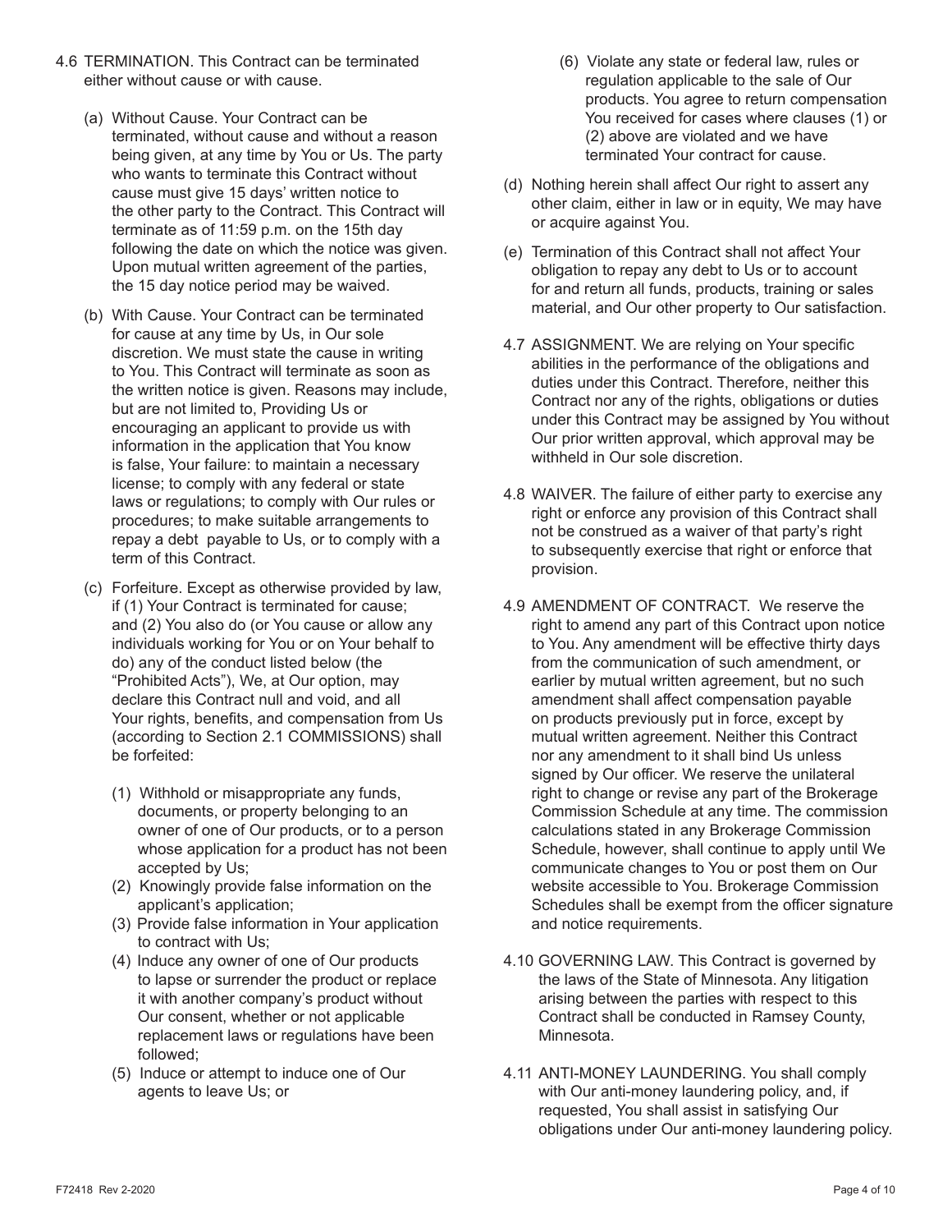4.6 TERMINATION. This Contract can be terminated either without cause or with cause.

(a) Without Cause. Your Contract can be terminated, without cause and without a reason being given, at any time by You or Us. The party who wants to terminate this Contract without cause must give 15 days' written notice to the other party to the Contract. This Contract will terminate as of 11:59 p.m. on the 15th day following the date on which the notice was given. Upon mutual written agreement of the parties, the 15 day notice period may be waived.

(b) With Cause. Your Contract can be terminated for cause at any time by Us, in Our sole discretion. We must state the cause in writing to You. This Contract will terminate as soon as the written notice is given. Reasons may include, but are not limited to, Providing Us or encouraging an applicant to provide us with information in the application that You know is false, Your failure: to maintain a necessary license; to comply with any federal or state laws or regulations; to comply with Our rules or procedures; to make suitable arrangements to repay a debt payable to Us, or to comply with a term of this Contract.

(c) Forfeiture. Except as otherwise provided by law, if (1) Your Contract is terminated for cause; and (2) You also do (or You cause or allow any individuals working for You or on Your behalf to do) any of the conduct listed below (the "Prohibited Acts"), We, at Our option, may declare this Contract null and void, and all Your rights, benefits, and compensation from Us (according to Section 2.1 COMMISSIONS) shall be forfeited:

(1) Withhold or misappropriate any funds, documents, or property belonging to an owner of one of Our products, or to a person whose application for a product has not been accepted by Us;
(2) Knowingly provide false information on the applicant's application;
(3) Provide false information in Your application to contract with Us;
(4) Induce any owner of one of Our products to lapse or surrender the product or replace it with another company's product without Our consent, whether or not applicable replacement laws or regulations have been followed;
(5) Induce or attempt to induce one of Our agents to leave Us; or
(6) Violate any state or federal law, rules or regulation applicable to the sale of Our products. You agree to return compensation You received for cases where clauses (1) or (2) above are violated and we have terminated Your contract for cause.

(d) Nothing herein shall affect Our right to assert any other claim, either in law or in equity, We may have or acquire against You.

(e) Termination of this Contract shall not affect Your obligation to repay any debt to Us or to account for and return all funds, products, training or sales material, and Our other property to Our satisfaction.

4.7 ASSIGNMENT. We are relying on Your specific abilities in the performance of the obligations and duties under this Contract. Therefore, neither this Contract nor any of the rights, obligations or duties under this Contract may be assigned by You without Our prior written approval, which approval may be withheld in Our sole discretion.

4.8 WAIVER. The failure of either party to exercise any right or enforce any provision of this Contract shall not be construed as a waiver of that party's right to subsequently exercise that right or enforce that provision.

4.9 AMENDMENT OF CONTRACT. We reserve the right to amend any part of this Contract upon notice to You. Any amendment will be effective thirty days from the communication of such amendment, or earlier by mutual written agreement, but no such amendment shall affect compensation payable on products previously put in force, except by mutual written agreement. Neither this Contract nor any amendment to it shall bind Us unless signed by Our officer. We reserve the unilateral right to change or revise any part of the Brokerage Commission Schedule at any time. The commission calculations stated in any Brokerage Commission Schedule, however, shall continue to apply until We communicate changes to You or post them on Our website accessible to You. Brokerage Commission Schedules shall be exempt from the officer signature and notice requirements.

4.10 GOVERNING LAW. This Contract is governed by the laws of the State of Minnesota. Any litigation arising between the parties with respect to this Contract shall be conducted in Ramsey County, Minnesota.

4.11 ANTI-MONEY LAUNDERING. You shall comply with Our anti-money laundering policy, and, if requested, You shall assist in satisfying Our obligations under Our anti-money laundering policy.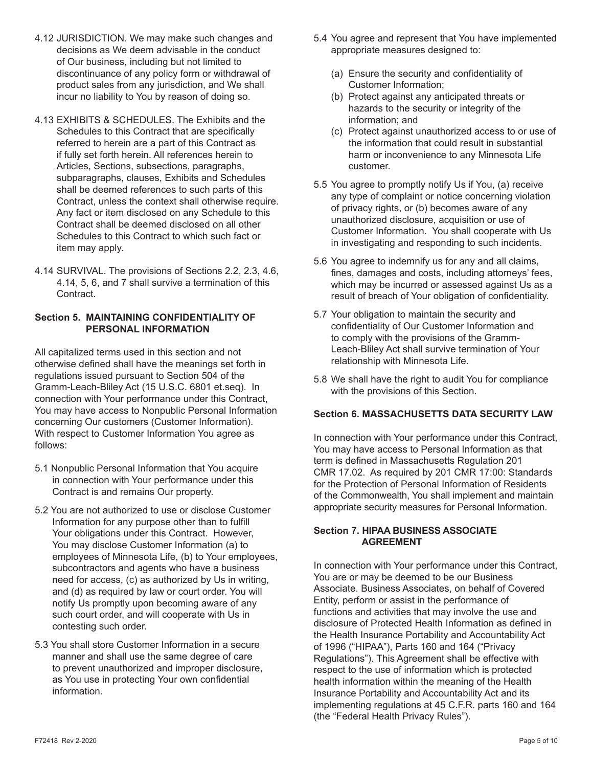4.12 JURISDICTION. We may make such changes and decisions as We deem advisable in the conduct of Our business, including but not limited to discontinuance of any policy form or withdrawal of product sales from any jurisdiction, and We shall incur no liability to You by reason of doing so.

4.13 EXHIBITS & SCHEDULES. The Exhibits and the Schedules to this Contract that are specifically referred to herein are a part of this Contract as if fully set forth herein. All references herein to Articles, Sections, subsections, paragraphs, subparagraphs, clauses, Exhibits and Schedules shall be deemed references to such parts of this Contract, unless the context shall otherwise require. Any fact or item disclosed on any Schedule to this Contract shall be deemed disclosed on all other Schedules to this Contract to which such fact or item may apply.

4.14 SURVIVAL. The provisions of Sections 2.2, 2.3, 4.6, 4.14, 5, 6, and 7 shall survive a termination of this Contract.

**Section 5. MAINTAINING CONFIDENTIALITY OF PERSONAL INFORMATION**

All capitalized terms used in this section and not otherwise defined shall have the meanings set forth in regulations issued pursuant to Section 504 of the Gramm-Leach-Bliley Act (15 U.S.C. 6801 et.seq). In connection with Your performance under this Contract, You may have access to Nonpublic Personal Information concerning Our customers (Customer Information). With respect to Customer Information You agree as follows:

5.1 Nonpublic Personal Information that You acquire in connection with Your performance under this Contract is and remains Our property.

5.2 You are not authorized to use or disclose Customer Information for any purpose other than to fulfill Your obligations under this Contract. However, You may disclose Customer Information (a) to employees of Minnesota Life, (b) to Your employees, subcontractors and agents who have a business need for access, (c) as authorized by Us in writing, and (d) as required by law or court order. You will notify Us promptly upon becoming aware of any such court order, and will cooperate with Us in contesting such order.

5.3 You shall store Customer Information in a secure manner and shall use the same degree of care to prevent unauthorized and improper disclosure, as You use in protecting Your own confidential information.

5.4 You agree and represent that You have implemented appropriate measures designed to:

(a) Ensure the security and confidentiality of Customer Information;
(b) Protect against any anticipated threats or hazards to the security or integrity of the information; and
(c) Protect against unauthorized access to or use of the information that could result in substantial harm or inconvenience to any Minnesota Life customer.

5.5 You agree to promptly notify Us if You, (a) receive any type of complaint or notice concerning violation of privacy rights, or (b) becomes aware of any unauthorized disclosure, acquisition or use of Customer Information. You shall cooperate with Us in investigating and responding to such incidents.

5.6 You agree to indemnify us for any and all claims, fines, damages and costs, including attorneys' fees, which may be incurred or assessed against Us as a result of breach of Your obligation of confidentiality.

5.7 Your obligation to maintain the security and confidentiality of Our Customer Information and to comply with the provisions of the Gramm-Leach-Bliley Act shall survive termination of Your relationship with Minnesota Life.

5.8 We shall have the right to audit You for compliance with the provisions of this Section.

**Section 6. MASSACHUSETTS DATA SECURITY LAW**

In connection with Your performance under this Contract, You may have access to Personal Information as that term is defined in Massachusetts Regulation 201 CMR 17.02. As required by 201 CMR 17:00: Standards for the Protection of Personal Information of Residents of the Commonwealth, You shall implement and maintain appropriate security measures for Personal Information.

**Section 7. HIPAA BUSINESS ASSOCIATE AGREEMENT**

In connection with Your performance under this Contract, You are or may be deemed to be our Business Associate. Business Associates, on behalf of Covered Entity, perform or assist in the performance of functions and activities that may involve the use and disclosure of Protected Health Information as defined in the Health Insurance Portability and Accountability Act of 1996 ("HIPAA"), Parts 160 and 164 ("Privacy Regulations"). This Agreement shall be effective with respect to the use of information which is protected health information within the meaning of the Health Insurance Portability and Accountability Act and its implementing regulations at 45 C.F.R. parts 160 and 164 (the "Federal Health Privacy Rules").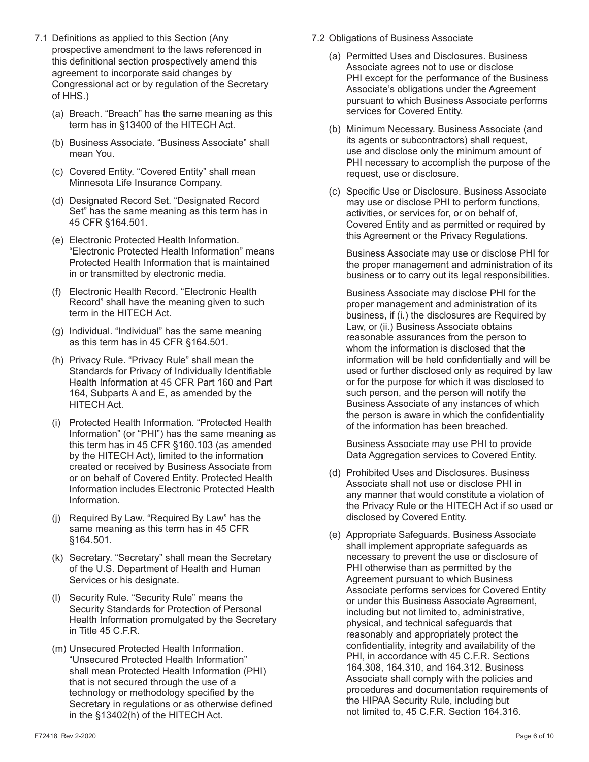7.1 Definitions as applied to this Section (Any prospective amendment to the laws referenced in this definitional section prospectively amend this agreement to incorporate said changes by Congressional act or by regulation of the Secretary of HHS.)

(a) Breach. "Breach" has the same meaning as this term has in §13400 of the HITECH Act.

(b) Business Associate. "Business Associate" shall mean You.

(c) Covered Entity. "Covered Entity" shall mean Minnesota Life Insurance Company.

(d) Designated Record Set. "Designated Record Set" has the same meaning as this term has in 45 CFR §164.501.

(e) Electronic Protected Health Information. "Electronic Protected Health Information" means Protected Health Information that is maintained in or transmitted by electronic media.

(f) Electronic Health Record. "Electronic Health Record" shall have the meaning given to such term in the HITECH Act.

(g) Individual. "Individual" has the same meaning as this term has in 45 CFR §164.501.

(h) Privacy Rule. "Privacy Rule" shall mean the Standards for Privacy of Individually Identifiable Health Information at 45 CFR Part 160 and Part 164, Subparts A and E, as amended by the HITECH Act.

(i) Protected Health Information. "Protected Health Information" (or "PHI") has the same meaning as this term has in 45 CFR §160.103 (as amended by the HITECH Act), limited to the information created or received by Business Associate from or on behalf of Covered Entity. Protected Health Information includes Electronic Protected Health Information.

(j) Required By Law. "Required By Law" has the same meaning as this term has in 45 CFR §164.501.

(k) Secretary. "Secretary" shall mean the Secretary of the U.S. Department of Health and Human Services or his designate.

(l) Security Rule. "Security Rule" means the Security Standards for Protection of Personal Health Information promulgated by the Secretary in Title 45 C.F.R.

(m) Unsecured Protected Health Information. "Unsecured Protected Health Information" shall mean Protected Health Information (PHI) that is not secured through the use of a technology or methodology specified by the Secretary in regulations or as otherwise defined in the §13402(h) of the HITECH Act.

7.2 Obligations of Business Associate

(a) Permitted Uses and Disclosures. Business Associate agrees not to use or disclose PHI except for the performance of the Business Associate's obligations under the Agreement pursuant to which Business Associate performs services for Covered Entity.

(b) Minimum Necessary. Business Associate (and its agents or subcontractors) shall request, use and disclose only the minimum amount of PHI necessary to accomplish the purpose of the request, use or disclosure.

(c) Specific Use or Disclosure. Business Associate may use or disclose PHI to perform functions, activities, or services for, or on behalf of, Covered Entity and as permitted or required by this Agreement or the Privacy Regulations.

Business Associate may use or disclose PHI for the proper management and administration of its business or to carry out its legal responsibilities.

Business Associate may disclose PHI for the proper management and administration of its business, if (i.) the disclosures are Required by Law, or (ii.) Business Associate obtains reasonable assurances from the person to whom the information is disclosed that the information will be held confidentially and will be used or further disclosed only as required by law or for the purpose for which it was disclosed to such person, and the person will notify the Business Associate of any instances of which the person is aware in which the confidentiality of the information has been breached.

Business Associate may use PHI to provide Data Aggregation services to Covered Entity.

(d) Prohibited Uses and Disclosures. Business Associate shall not use or disclose PHI in any manner that would constitute a violation of the Privacy Rule or the HITECH Act if so used or disclosed by Covered Entity.

(e) Appropriate Safeguards. Business Associate shall implement appropriate safeguards as necessary to prevent the use or disclosure of PHI otherwise than as permitted by the Agreement pursuant to which Business Associate performs services for Covered Entity or under this Business Associate Agreement, including but not limited to, administrative, physical, and technical safeguards that reasonably and appropriately protect the confidentiality, integrity and availability of the PHI, in accordance with 45 C.F.R. Sections 164.308, 164.310, and 164.312. Business Associate shall comply with the policies and procedures and documentation requirements of the HIPAA Security Rule, including but not limited to, 45 C.F.R. Section 164.316.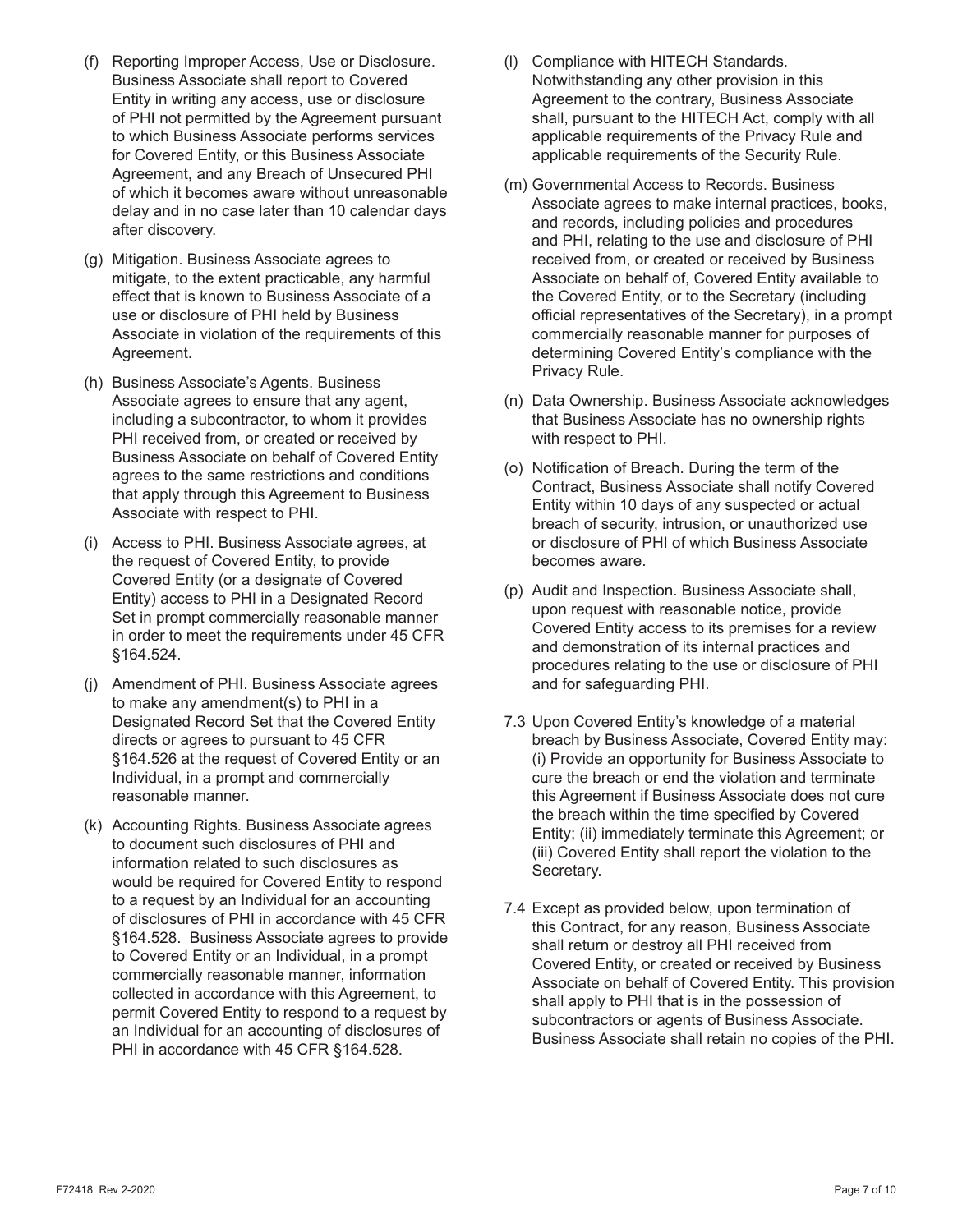(f) Reporting Improper Access, Use or Disclosure. Business Associate shall report to Covered Entity in writing any access, use or disclosure of PHI not permitted by the Agreement pursuant to which Business Associate performs services for Covered Entity, or this Business Associate Agreement, and any Breach of Unsecured PHI of which it becomes aware without unreasonable delay and in no case later than 10 calendar days after discovery.

(g) Mitigation. Business Associate agrees to mitigate, to the extent practicable, any harmful effect that is known to Business Associate of a use or disclosure of PHI held by Business Associate in violation of the requirements of this Agreement.

(h) Business Associate's Agents. Business Associate agrees to ensure that any agent, including a subcontractor, to whom it provides PHI received from, or created or received by Business Associate on behalf of Covered Entity agrees to the same restrictions and conditions that apply through this Agreement to Business Associate with respect to PHI.

(i) Access to PHI. Business Associate agrees, at the request of Covered Entity, to provide Covered Entity (or a designate of Covered Entity) access to PHI in a Designated Record Set in prompt commercially reasonable manner in order to meet the requirements under 45 CFR §164.524.

(j) Amendment of PHI. Business Associate agrees to make any amendment(s) to PHI in a Designated Record Set that the Covered Entity directs or agrees to pursuant to 45 CFR §164.526 at the request of Covered Entity or an Individual, in a prompt and commercially reasonable manner.

(k) Accounting Rights. Business Associate agrees to document such disclosures of PHI and information related to such disclosures as would be required for Covered Entity to respond to a request by an Individual for an accounting of disclosures of PHI in accordance with 45 CFR §164.528. Business Associate agrees to provide to Covered Entity or an Individual, in a prompt commercially reasonable manner, information collected in accordance with this Agreement, to permit Covered Entity to respond to a request by an Individual for an accounting of disclosures of PHI in accordance with 45 CFR §164.528.

(l) Compliance with HITECH Standards. Notwithstanding any other provision in this Agreement to the contrary, Business Associate shall, pursuant to the HITECH Act, comply with all applicable requirements of the Privacy Rule and applicable requirements of the Security Rule.

(m) Governmental Access to Records. Business Associate agrees to make internal practices, books, and records, including policies and procedures and PHI, relating to the use and disclosure of PHI received from, or created or received by Business Associate on behalf of, Covered Entity available to the Covered Entity, or to the Secretary (including official representatives of the Secretary), in a prompt commercially reasonable manner for purposes of determining Covered Entity's compliance with the Privacy Rule.

(n) Data Ownership. Business Associate acknowledges that Business Associate has no ownership rights with respect to PHI.

(o) Notification of Breach. During the term of the Contract, Business Associate shall notify Covered Entity within 10 days of any suspected or actual breach of security, intrusion, or unauthorized use or disclosure of PHI of which Business Associate becomes aware.

(p) Audit and Inspection. Business Associate shall, upon request with reasonable notice, provide Covered Entity access to its premises for a review and demonstration of its internal practices and procedures relating to the use or disclosure of PHI and for safeguarding PHI.

7.3 Upon Covered Entity's knowledge of a material breach by Business Associate, Covered Entity may: (i) Provide an opportunity for Business Associate to cure the breach or end the violation and terminate this Agreement if Business Associate does not cure the breach within the time specified by Covered Entity; (ii) immediately terminate this Agreement; or (iii) Covered Entity shall report the violation to the Secretary.

7.4 Except as provided below, upon termination of this Contract, for any reason, Business Associate shall return or destroy all PHI received from Covered Entity, or created or received by Business Associate on behalf of Covered Entity. This provision shall apply to PHI that is in the possession of subcontractors or agents of Business Associate. Business Associate shall retain no copies of the PHI.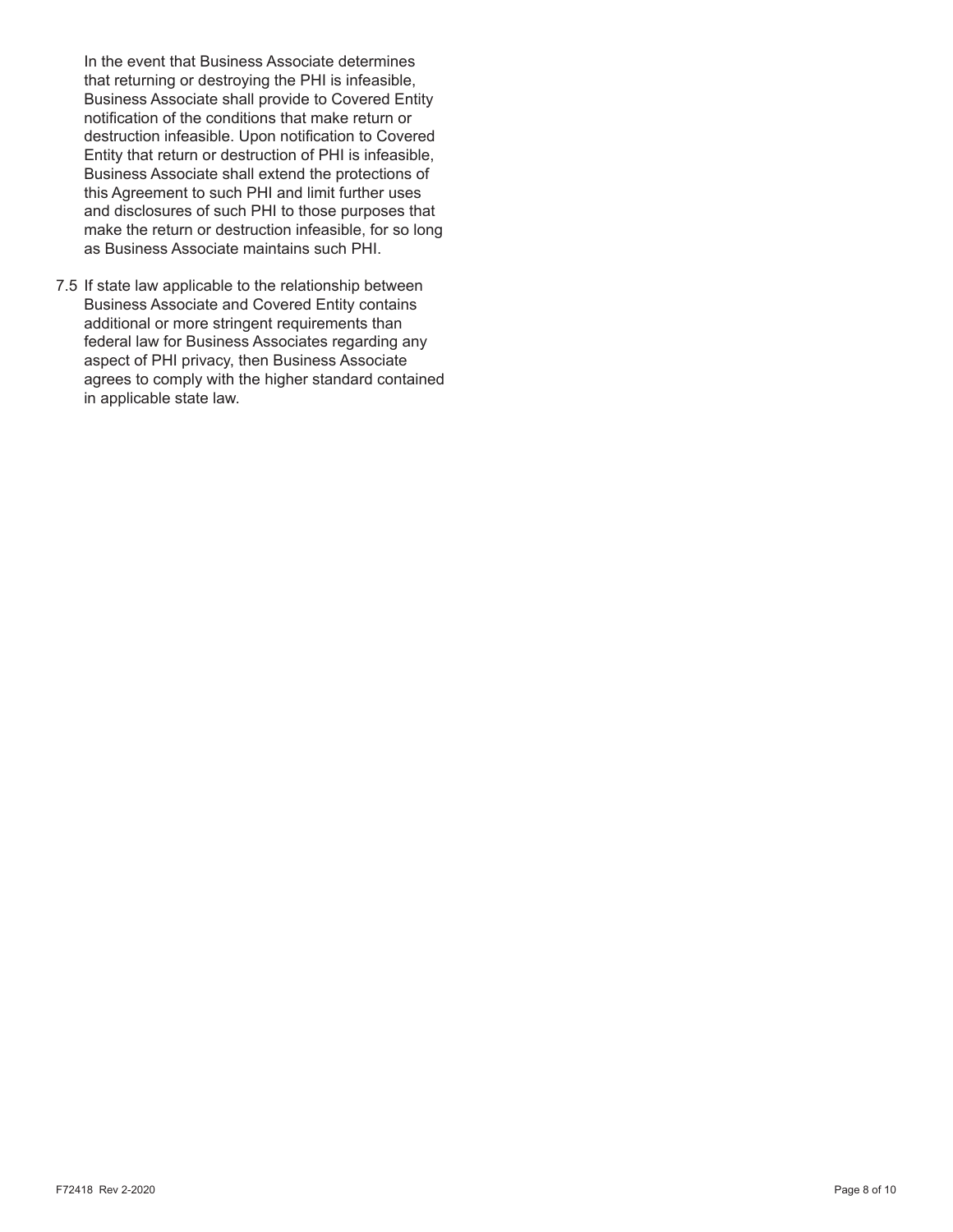In the event that Business Associate determines that returning or destroying the PHI is infeasible, Business Associate shall provide to Covered Entity notification of the conditions that make return or destruction infeasible. Upon notification to Covered Entity that return or destruction of PHI is infeasible, Business Associate shall extend the protections of this Agreement to such PHI and limit further uses and disclosures of such PHI to those purposes that make the return or destruction infeasible, for so long as Business Associate maintains such PHI.

7.5 If state law applicable to the relationship between Business Associate and Covered Entity contains additional or more stringent requirements than federal law for Business Associates regarding any aspect of PHI privacy, then Business Associate agrees to comply with the higher standard contained in applicable state law.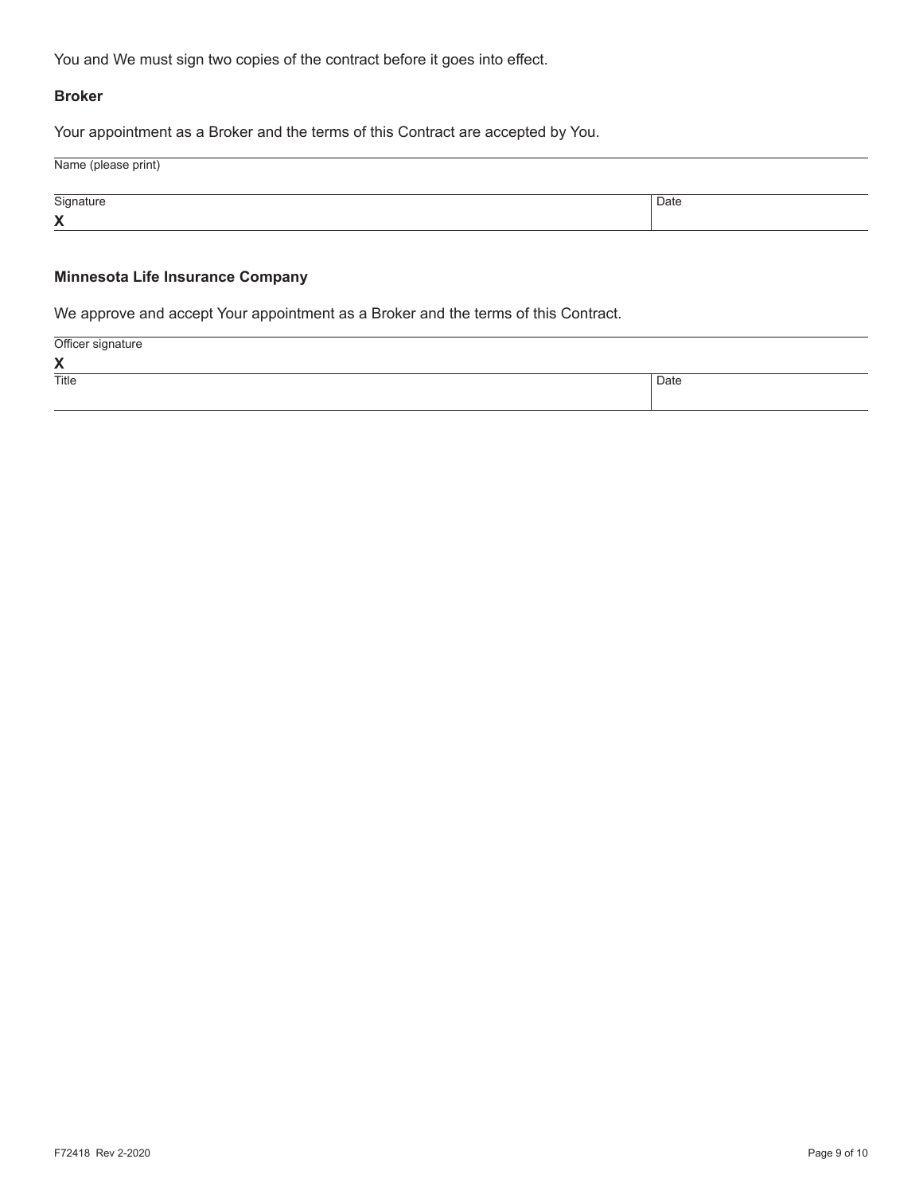You and We must sign two copies of the contract before it goes into effect.

**Broker**

Your appointment as a Broker and the terms of this Contract are accepted by You.

Name (please print)

| Signature | Date |
|---|---|
| **X** | |

**Minnesota Life Insurance Company**

We approve and accept Your appointment as a Broker and the terms of this Contract.

Officer signature

**X**

| Title | Date |
|---|---|
| | |

F72418 Rev 2-2020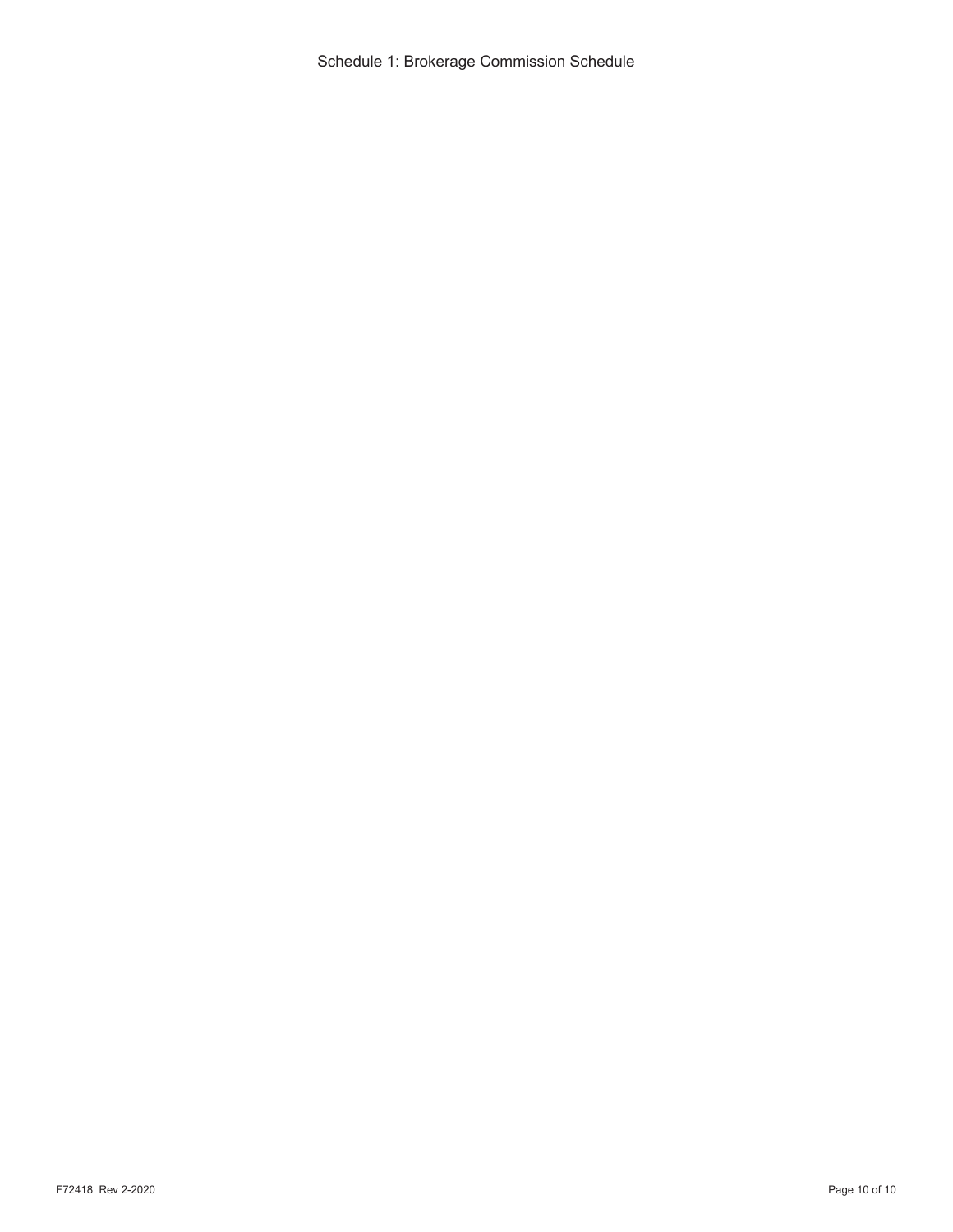# Schedule 1: Brokerage Commission Schedule